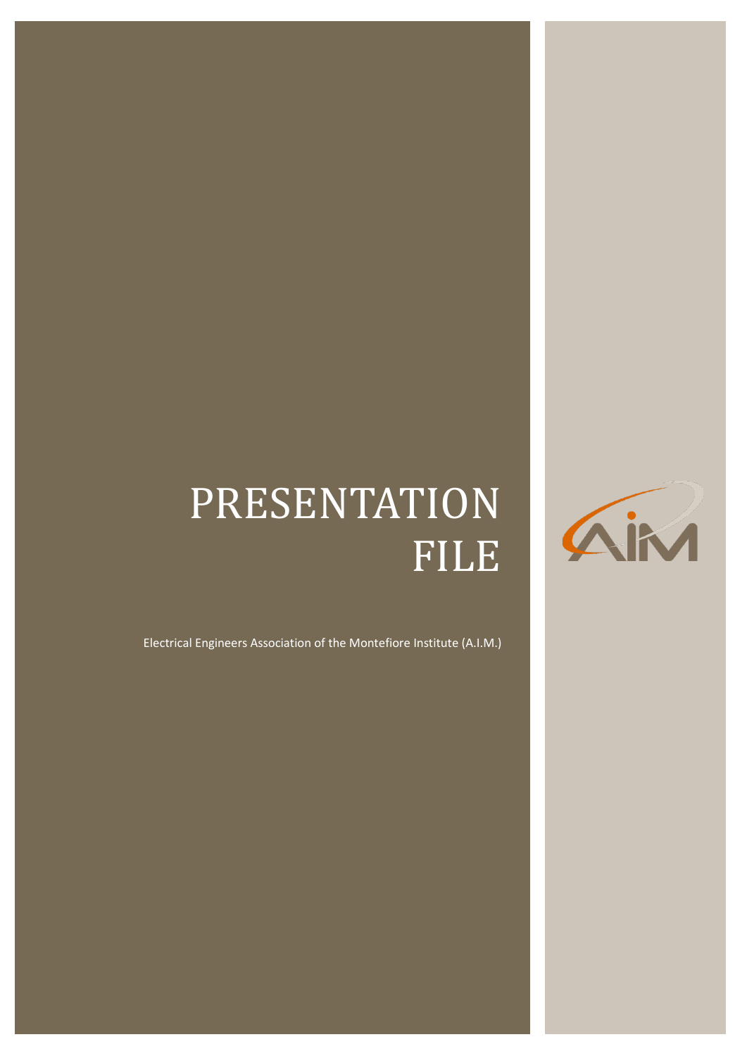# PRESENTATION FILE

Electrical Engineers Association of the Montefiore Institute (A.I.M.)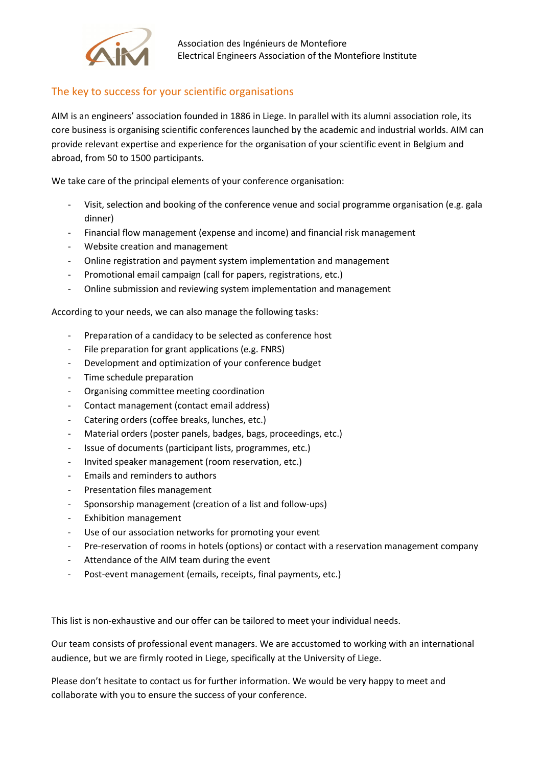Association des Ingénieurs de Montefiore
Electrical Engineers Association of the Montefiore Institute

## The key to success for your scientific organisations

AIM is an engineers' association founded in 1886 in Liege. In parallel with its alumni association role, its core business is organising scientific conferences launched by the academic and industrial worlds. AIM can provide relevant expertise and experience for the organisation of your scientific event in Belgium and abroad, from 50 to 1500 participants.

We take care of the principal elements of your conference organisation:

- Visit, selection and booking of the conference venue and social programme organisation (e.g. gala dinner)
- Financial flow management (expense and income) and financial risk management
- Website creation and management
- Online registration and payment system implementation and management
- Promotional email campaign (call for papers, registrations, etc.)
- Online submission and reviewing system implementation and management

According to your needs, we can also manage the following tasks:

- Preparation of a candidacy to be selected as conference host
- File preparation for grant applications (e.g. FNRS)
- Development and optimization of your conference budget
- Time schedule preparation
- Organising committee meeting coordination
- Contact management (contact email address)
- Catering orders (coffee breaks, lunches, etc.)
- Material orders (poster panels, badges, bags, proceedings, etc.)
- Issue of documents (participant lists, programmes, etc.)
- Invited speaker management (room reservation, etc.)
- Emails and reminders to authors
- Presentation files management
- Sponsorship management (creation of a list and follow-ups)
- Exhibition management
- Use of our association networks for promoting your event
- Pre-reservation of rooms in hotels (options) or contact with a reservation management company
- Attendance of the AIM team during the event
- Post-event management (emails, receipts, final payments, etc.)

This list is non-exhaustive and our offer can be tailored to meet your individual needs.

Our team consists of professional event managers. We are accustomed to working with an international audience, but we are firmly rooted in Liege, specifically at the University of Liege.

Please don't hesitate to contact us for further information. We would be very happy to meet and collaborate with you to ensure the success of your conference.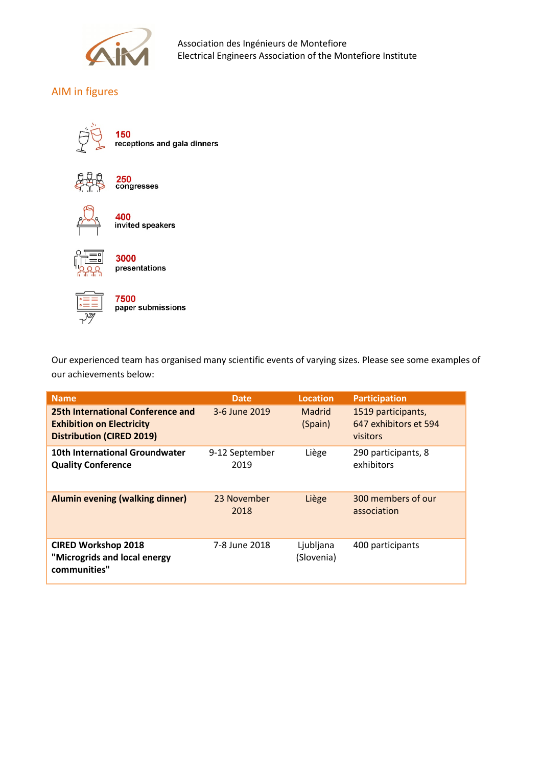Association des Ingénieurs de Montefiore
Electrical Engineers Association of the Montefiore Institute

## AIM in figures

**150**
receptions and gala dinners

**250**
congresses

**400**
invited speakers

**3000**
presentations

**7500**
paper submissions

Our experienced team has organised many scientific events of varying sizes. Please see some examples of our achievements below:

| Name | Date | Location | Participation |
| --- | --- | --- | --- |
| **25th International Conference and Exhibition on Electricity Distribution (CIRED 2019)** | 3-6 June 2019 | Madrid (Spain) | 1519 participants, 647 exhibitors et 594 visitors |
| **10th International Groundwater Quality Conference** | 9-12 September 2019 | Liège | 290 participants, 8 exhibitors |
| **Alumin evening (walking dinner)** | 23 November 2018 | Liège | 300 members of our association |
| **CIRED Workshop 2018 "Microgrids and local energy communities"** | 7-8 June 2018 | Ljubljana (Slovenia) | 400 participants |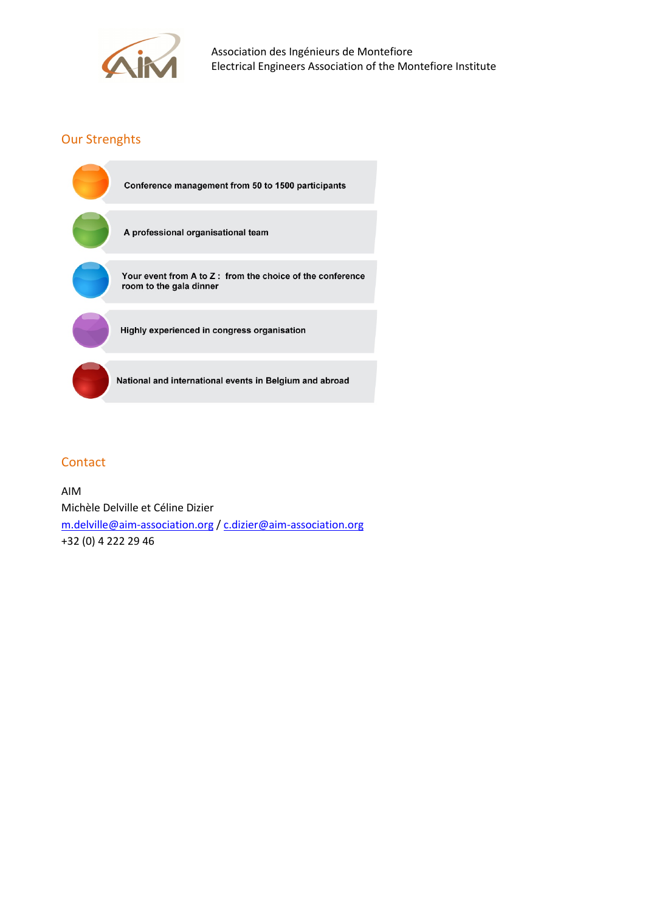Association des Ingénieurs de Montefiore
Electrical Engineers Association of the Montefiore Institute

## Our Strenghts

- **Conference management from 50 to 1500 participants**
- **A professional organisational team**
- **Your event from A to Z : from the choice of the conference room to the gala dinner**
- **Highly experienced in congress organisation**
- **National and international events in Belgium and abroad**

## Contact

AIM
Michèle Delville et Céline Dizier
m.delville@aim-association.org / c.dizier@aim-association.org
+32 (0) 4 222 29 46